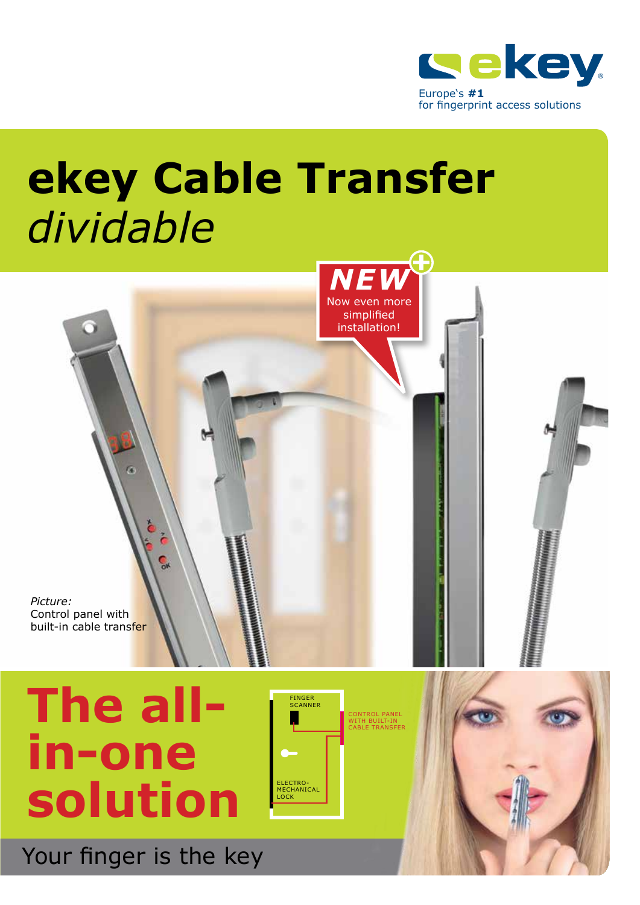ekey

Europe's **#1** for fingerprint access solutions

# ekey Cable Transfer *dividable*

***NEW***
Now even more simplified installation!

*Picture:*
Control panel with built-in cable transfer

## The all-in-one solution

FINGER SCANNER

CONTROL PANEL WITH BUILT-IN CABLE TRANSFER

ELECTRO-MECHANICAL LOCK

Your finger is the key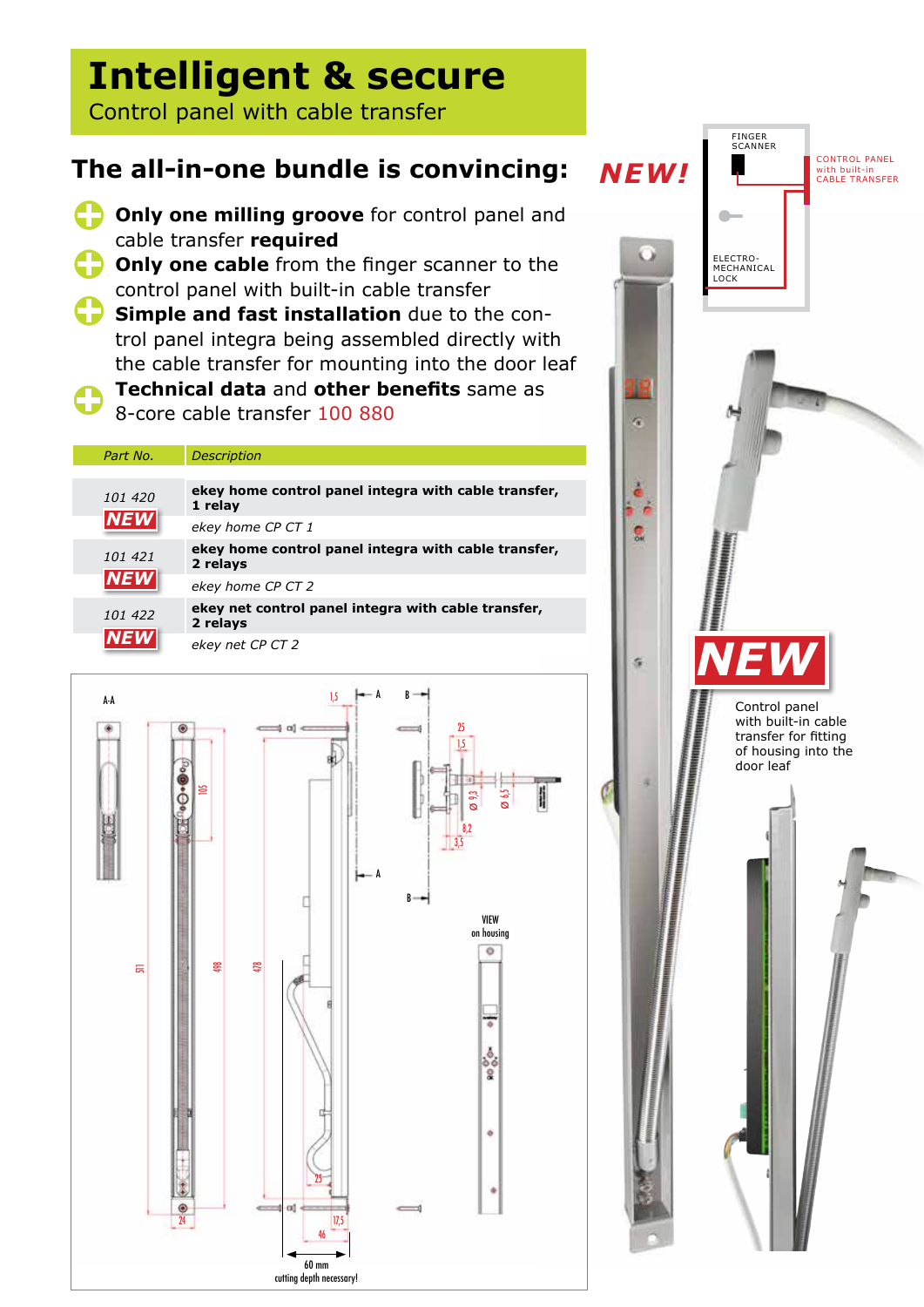# Intelligent & secure

Control panel with cable transfer

## The all-in-one bundle is convincing:

- **Only one milling groove** for control panel and cable transfer **required**
- **Only one cable** from the finger scanner to the control panel with built-in cable transfer
- **Simple and fast installation** due to the control panel integra being assembled directly with the cable transfer for mounting into the door leaf
- **Technical data** and **other benefits** same as 8-core cable transfer 100 880

| Part No. | Description |
|---|---|
| 101 420 NEW | **ekey home control panel integra with cable transfer, 1 relay** <br> *ekey home CP CT 1* |
| 101 421 NEW | **ekey home control panel integra with cable transfer, 2 relays** <br> *ekey home CP CT 2* |
| 101 422 NEW | **ekey net control panel integra with cable transfer, 2 relays** <br> *ekey net CP CT 2* |

NEW!

FINGER SCANNER

CONTROL PANEL with built-in CABLE TRANSFER

ELECTRO-MECHANICAL LOCK

NEW

Control panel with built-in cable transfer for fitting of housing into the door leaf

A-A

1,5

A

B

105

25

1,5

Ø 9,3

Ø 6,5

8,2

3,5

511

498

478

VIEW on housing

25

24

17,5

46

60 mm cutting depth necessary!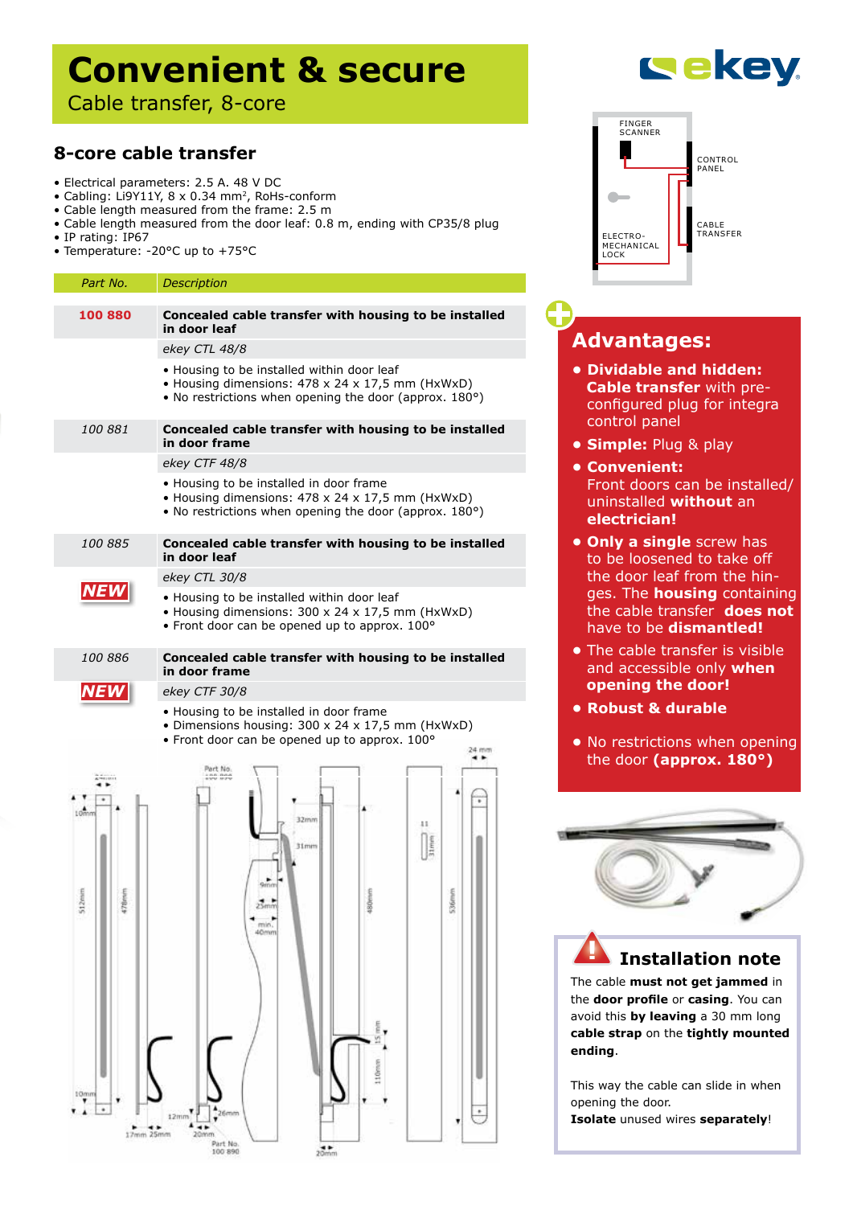# Convenient & secure

Cable transfer, 8-core

## 8-core cable transfer

- Electrical parameters: 2.5 A. 48 V DC
- Cabling: Li9Y11Y, 8 x 0.34 mm², RoHs-conform
- Cable length measured from the frame: 2.5 m
- Cable length measured from the door leaf: 0.8 m, ending with CP35/8 plug
- IP rating: IP67
- Temperature: -20°C up to +75°C

| *Part No.* | *Description* |
|---|---|
| **100 880** | **Concealed cable transfer with housing to be installed in door leaf** |
| | *ekey CTL 48/8* |
| | • Housing to be installed within door leaf<br>• Housing dimensions: 478 x 24 x 17,5 mm (HxWxD)<br>• No restrictions when opening the door (approx. 180°) |
| *100 881* | **Concealed cable transfer with housing to be installed in door frame** |
| | *ekey CTF 48/8* |
| | • Housing to be installed in door frame<br>• Housing dimensions: 478 x 24 x 17,5 mm (HxWxD)<br>• No restrictions when opening the door (approx. 180°) |
| *100 885* | **Concealed cable transfer with housing to be installed in door leaf** |
| **NEW** | *ekey CTL 30/8* |
| | • Housing to be installed within door leaf<br>• Housing dimensions: 300 x 24 x 17,5 mm (HxWxD)<br>• Front door can be opened up to approx. 100° |
| *100 886* | **Concealed cable transfer with housing to be installed in door frame** |
| **NEW** | *ekey CTF 30/8* |
| | • Housing to be installed in door frame<br>• Dimensions housing: 300 x 24 x 17,5 mm (HxWxD)<br>• Front door can be opened up to approx. 100° |

24mm
10mm
512mm
478mm
10mm
17mm 25mm
Part No. 100 880
12mm
26mm
20mm
Part No. 100 890
32mm
31mm
9mm
25mm
min. 40mm
480mm
15 mm
110mm
20mm
11
31mm
536mm
24 mm

FINGER SCANNER
CONTROL PANEL
CABLE TRANSFER
ELECTRO-MECHANICAL LOCK

## Advantages:

- **Dividable and hidden: Cable transfer** with pre-configured plug for integra control panel
- **Simple:** Plug & play
- **Convenient:** Front doors can be installed/ uninstalled **without** an **electrician!**
- **Only a single** screw has to be loosened to take off the door leaf from the hinges. The **housing** containing the cable transfer **does not** have to be **dismantled!**
- The cable transfer is visible and accessible only **when opening the door!**
- **Robust & durable**
- No restrictions when opening the door **(approx. 180°)**

## Installation note

The cable **must not get jammed** in the **door profile** or **casing**. You can avoid this **by leaving** a 30 mm long **cable strap** on the **tightly mounted ending**.

This way the cable can slide in when opening the door.
**Isolate** unused wires **separately**!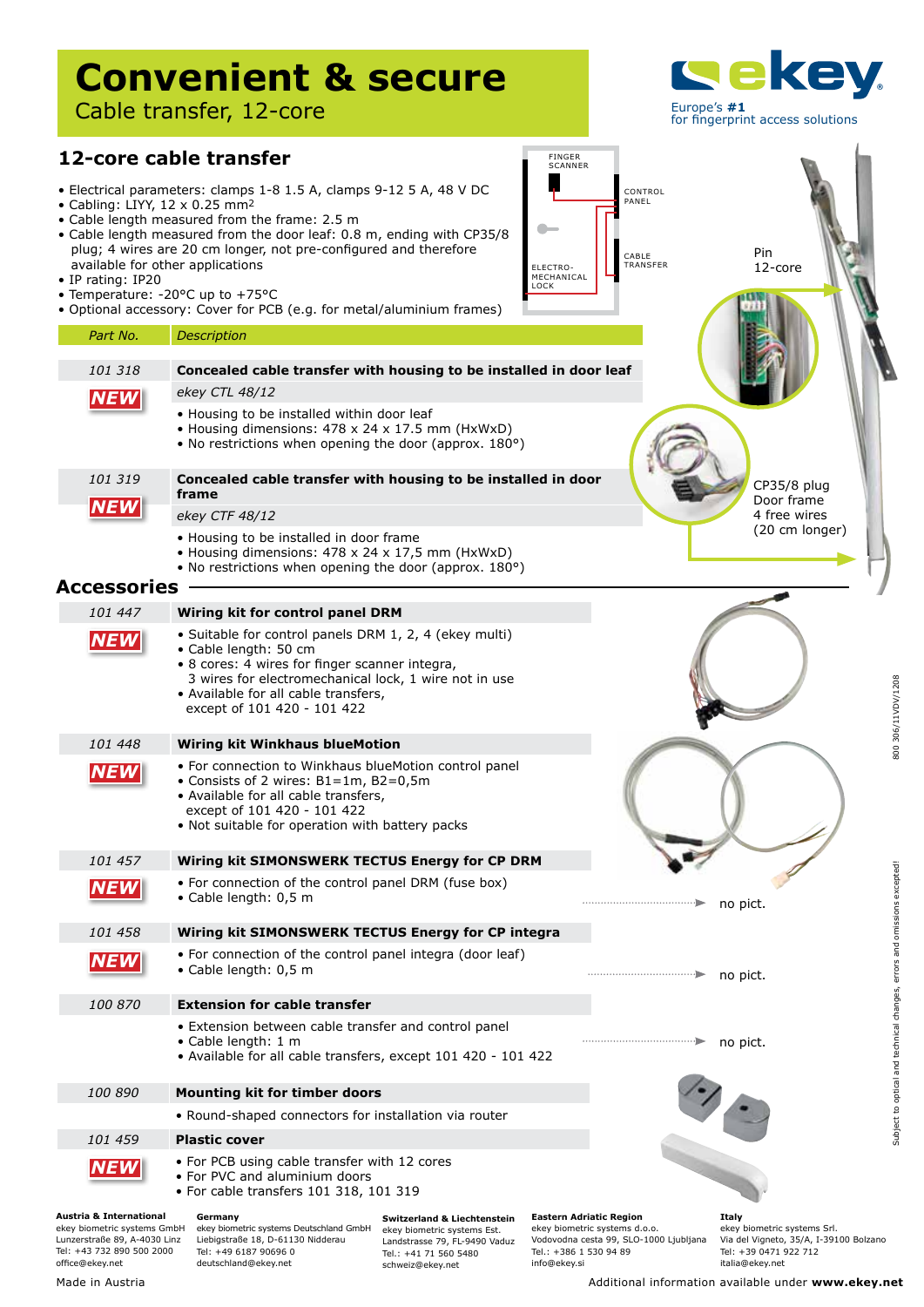# Convenient & secure

Cable transfer, 12-core

ekey

Europe's **#1** for fingerprint access solutions

## 12-core cable transfer

- Electrical parameters: clamps 1-8 1.5 A, clamps 9-12 5 A, 48 V DC
- Cabling: LIYY, 12 x 0.25 mm²
- Cable length measured from the frame: 2.5 m
- Cable length measured from the door leaf: 0.8 m, ending with CP35/8 plug; 4 wires are 20 cm longer, not pre-configured and therefore available for other applications
- IP rating: IP20
- Temperature: -20°C up to +75°C
- Optional accessory: Cover for PCB (e.g. for metal/aluminium frames)

FINGER SCANNER
CONTROL PANEL
CABLE TRANSFER
ELECTRO-MECHANICAL LOCK

Pin 12-core

CP35/8 plug Door frame 4 free wires (20 cm longer)

| *Part No.* | *Description* |
|---|---|
| 101 318 NEW | **Concealed cable transfer with housing to be installed in door leaf** |
| | *ekey CTL 48/12* |
| | • Housing to be installed within door leaf<br>• Housing dimensions: 478 x 24 x 17.5 mm (HxWxD)<br>• No restrictions when opening the door (approx. 180°) |
| 101 319 NEW | **Concealed cable transfer with housing to be installed in door frame** |
| | *ekey CTF 48/12* |
| | • Housing to be installed in door frame<br>• Housing dimensions: 478 x 24 x 17,5 mm (HxWxD)<br>• No restrictions when opening the door (approx. 180°) |

## Accessories

| | |
|---|---|
| 101 447 NEW | **Wiring kit for control panel DRM** |
| | • Suitable for control panels DRM 1, 2, 4 (ekey multi)<br>• Cable length: 50 cm<br>• 8 cores: 4 wires for finger scanner integra, 3 wires for electromechanical lock, 1 wire not in use<br>• Available for all cable transfers, except of 101 420 - 101 422 |
| 101 448 NEW | **Wiring kit Winkhaus blueMotion** |
| | • For connection to Winkhaus blueMotion control panel<br>• Consists of 2 wires: B1=1m, B2=0,5m<br>• Available for all cable transfers, except of 101 420 - 101 422<br>• Not suitable for operation with battery packs |
| 101 457 NEW | **Wiring kit SIMONSWERK TECTUS Energy for CP DRM** |
| | • For connection of the control panel DRM (fuse box)<br>• Cable length: 0,5 m — no pict. |
| 101 458 NEW | **Wiring kit SIMONSWERK TECTUS Energy for CP integra** |
| | • For connection of the control panel integra (door leaf)<br>• Cable length: 0,5 m — no pict. |
| 100 870 | **Extension for cable transfer** |
| | • Extension between cable transfer and control panel<br>• Cable length: 1 m<br>• Available for all cable transfers, except 101 420 - 101 422 — no pict. |
| 100 890 | **Mounting kit for timber doors** |
| | • Round-shaped connectors for installation via router |
| 101 459 NEW | **Plastic cover** |
| | • For PCB using cable transfer with 12 cores<br>• For PVC and aluminium doors<br>• For cable transfers 101 318, 101 319 |

800 306/11VDV/1208

Subject to optical and technical changes, errors and omissions excepted!

**Austria & International**
ekey biometric systems GmbH
Lunzerstraße 89, A-4030 Linz
Tel: +43 732 890 500 2000
office@ekey.net

**Germany**
ekey biometric systems Deutschland GmbH
Liebigstraße 18, D-61130 Nidderau
Tel: +49 6187 90696 0
deutschland@ekey.net

**Switzerland & Liechtenstein**
ekey biometric systems Est.
Landstrasse 79, FL-9490 Vaduz
Tel.: +41 71 560 5480
schweiz@ekey.net

**Eastern Adriatic Region**
ekey biometric systems d.o.o.
Vodovodna cesta 99, SLO-1000 Ljubljana
Tel.: +386 1 530 94 89
info@ekey.si

**Italy**
ekey biometric systems Srl.
Via del Vigneto, 35/A, I-39100 Bolzano
Tel: +39 0471 922 712
italia@ekey.net

Made in Austria

Additional information available under **www.ekey.net**